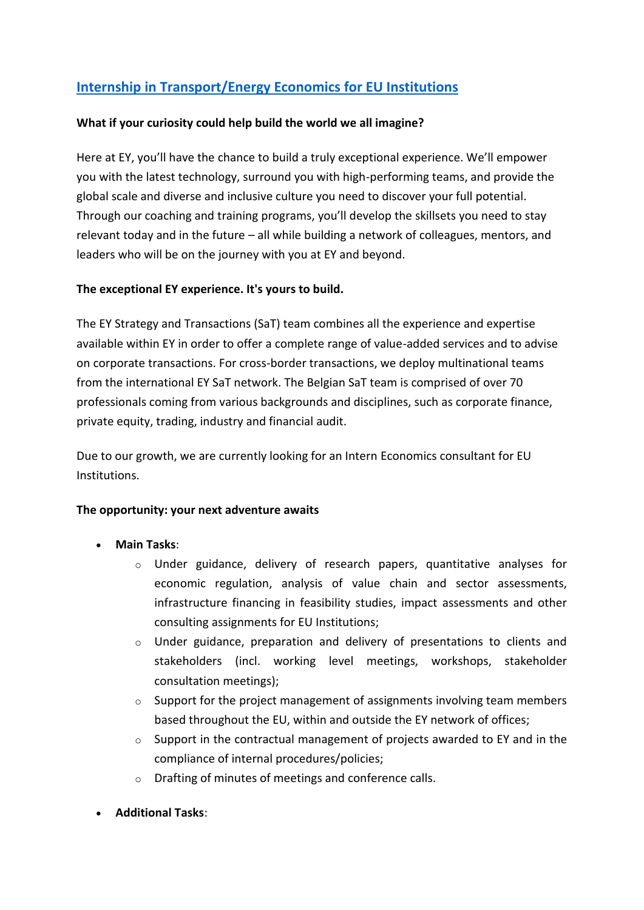# [Internship in Transport/Energy Economics for EU Institutions]

**What if your curiosity could help build the world we all imagine?**

Here at EY, you'll have the chance to build a truly exceptional experience. We'll empower you with the latest technology, surround you with high-performing teams, and provide the global scale and diverse and inclusive culture you need to discover your full potential. Through our coaching and training programs, you'll develop the skillsets you need to stay relevant today and in the future – all while building a network of colleagues, mentors, and leaders who will be on the journey with you at EY and beyond.

**The exceptional EY experience. It's yours to build.**

The EY Strategy and Transactions (SaT) team combines all the experience and expertise available within EY in order to offer a complete range of value-added services and to advise on corporate transactions. For cross-border transactions, we deploy multinational teams from the international EY SaT network. The Belgian SaT team is comprised of over 70 professionals coming from various backgrounds and disciplines, such as corporate finance, private equity, trading, industry and financial audit.

Due to our growth, we are currently looking for an Intern Economics consultant for EU Institutions.

**The opportunity: your next adventure awaits**

- **Main Tasks**:
  - Under guidance, delivery of research papers, quantitative analyses for economic regulation, analysis of value chain and sector assessments, infrastructure financing in feasibility studies, impact assessments and other consulting assignments for EU Institutions;
  - Under guidance, preparation and delivery of presentations to clients and stakeholders (incl. working level meetings, workshops, stakeholder consultation meetings);
  - Support for the project management of assignments involving team members based throughout the EU, within and outside the EY network of offices;
  - Support in the contractual management of projects awarded to EY and in the compliance of internal procedures/policies;
  - Drafting of minutes of meetings and conference calls.
- **Additional Tasks**: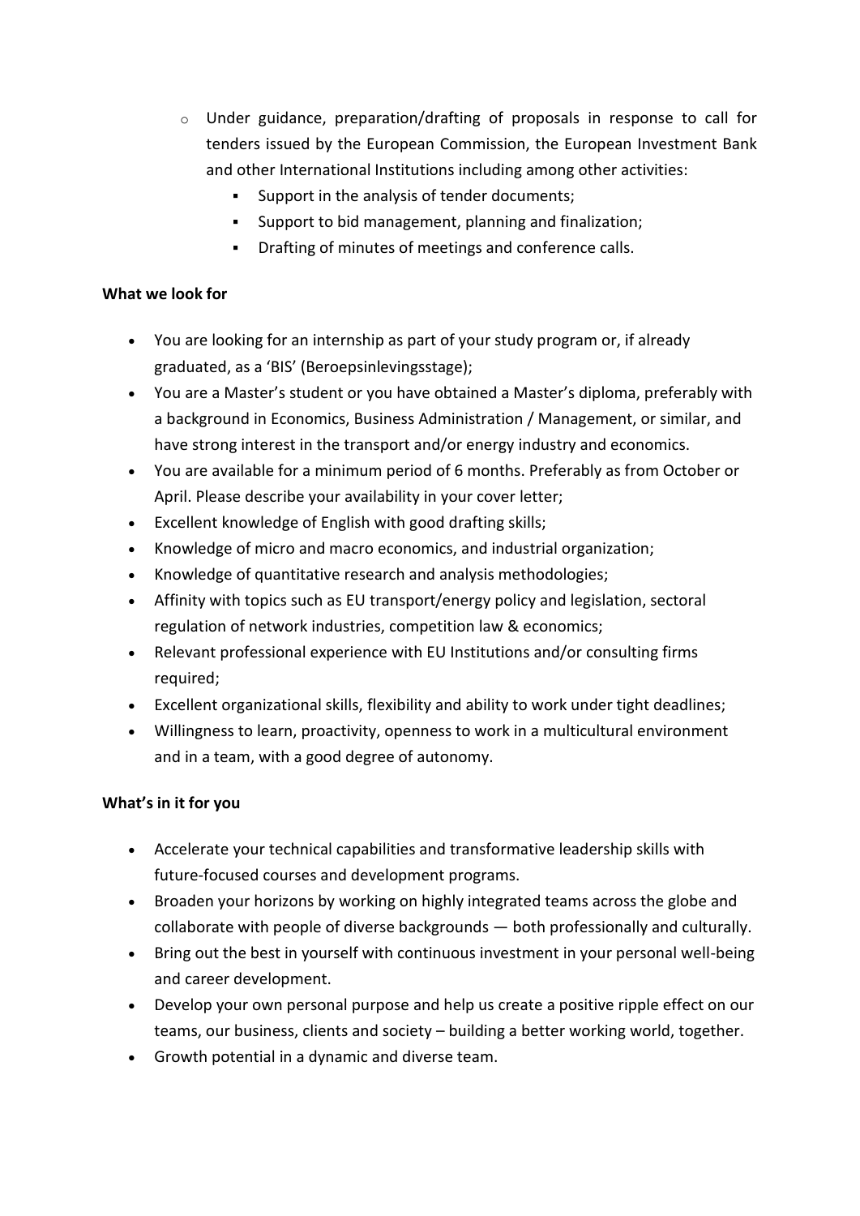- Under guidance, preparation/drafting of proposals in response to call for tenders issued by the European Commission, the European Investment Bank and other International Institutions including among other activities:
    - Support in the analysis of tender documents;
    - Support to bid management, planning and finalization;
    - Drafting of minutes of meetings and conference calls.

**What we look for**

- You are looking for an internship as part of your study program or, if already graduated, as a 'BIS' (Beroepsinlevingsstage);
- You are a Master's student or you have obtained a Master's diploma, preferably with a background in Economics, Business Administration / Management, or similar, and have strong interest in the transport and/or energy industry and economics.
- You are available for a minimum period of 6 months. Preferably as from October or April. Please describe your availability in your cover letter;
- Excellent knowledge of English with good drafting skills;
- Knowledge of micro and macro economics, and industrial organization;
- Knowledge of quantitative research and analysis methodologies;
- Affinity with topics such as EU transport/energy policy and legislation, sectoral regulation of network industries, competition law & economics;
- Relevant professional experience with EU Institutions and/or consulting firms required;
- Excellent organizational skills, flexibility and ability to work under tight deadlines;
- Willingness to learn, proactivity, openness to work in a multicultural environment and in a team, with a good degree of autonomy.

**What's in it for you**

- Accelerate your technical capabilities and transformative leadership skills with future-focused courses and development programs.
- Broaden your horizons by working on highly integrated teams across the globe and collaborate with people of diverse backgrounds — both professionally and culturally.
- Bring out the best in yourself with continuous investment in your personal well-being and career development.
- Develop your own personal purpose and help us create a positive ripple effect on our teams, our business, clients and society – building a better working world, together.
- Growth potential in a dynamic and diverse team.